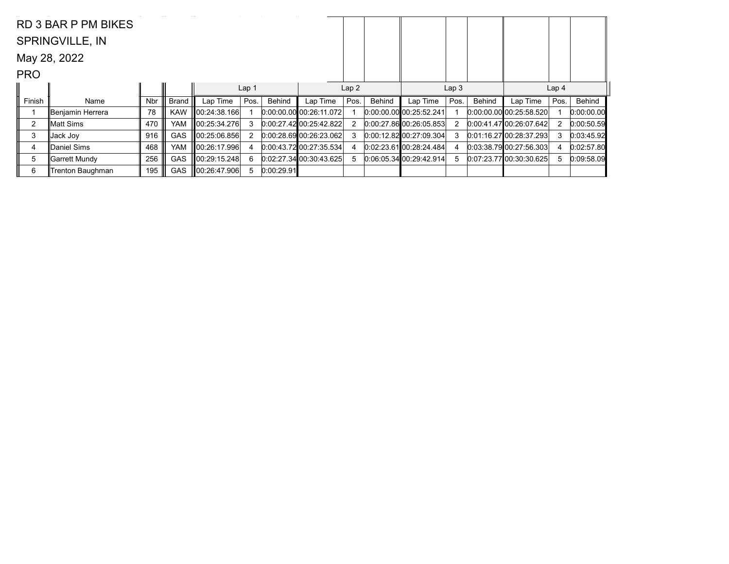RD 3 BAR P PM BIKES

SPRINGVILLE, IN

May 28, 2022

PRO

| | | | | Lap 1 | | | Lap 2 | | | Lap 3 | | | Lap 4 | | |
|---|---|---|---|---|---|---|---|---|---|---|---|---|---|---|---|
| Finish | Name | Nbr | Brand | Lap Time | Pos. | Behind | Lap Time | Pos. | Behind | Lap Time | Pos. | Behind | Lap Time | Pos. | Behind |
| 1 | Benjamin Herrera | 78 | KAW | 00:24:38.166 | 1 | 0:00:00.00 | 00:26:11.072 | 1 | 0:00:00.00 | 00:25:52.241 | 1 | 0:00:00.00 | 00:25:58.520 | 1 | 0:00:00.00 |
| 2 | Matt Sims | 470 | YAM | 00:25:34.276 | 3 | 0:00:27.42 | 00:25:42.822 | 2 | 0:00:27.86 | 00:26:05.853 | 2 | 0:00:41.47 | 00:26:07.642 | 2 | 0:00:50.59 |
| 3 | Jack Joy | 916 | GAS | 00:25:06.856 | 2 | 0:00:28.69 | 00:26:23.062 | 3 | 0:00:12.82 | 00:27:09.304 | 3 | 0:01:16.27 | 00:28:37.293 | 3 | 0:03:45.92 |
| 4 | Daniel Sims | 468 | YAM | 00:26:17.996 | 4 | 0:00:43.72 | 00:27:35.534 | 4 | 0:02:23.61 | 00:28:24.484 | 4 | 0:03:38.79 | 00:27:56.303 | 4 | 0:02:57.80 |
| 5 | Garrett Mundy | 256 | GAS | 00:29:15.248 | 6 | 0:02:27.34 | 00:30:43.625 | 5 | 0:06:05.34 | 00:29:42.914 | 5 | 0:07:23.77 | 00:30:30.625 | 5 | 0:09:58.09 |
| 6 | Trenton Baughman | 195 | GAS | 00:26:47.906 | 5 | 0:00:29.91 | | | | | | | | | |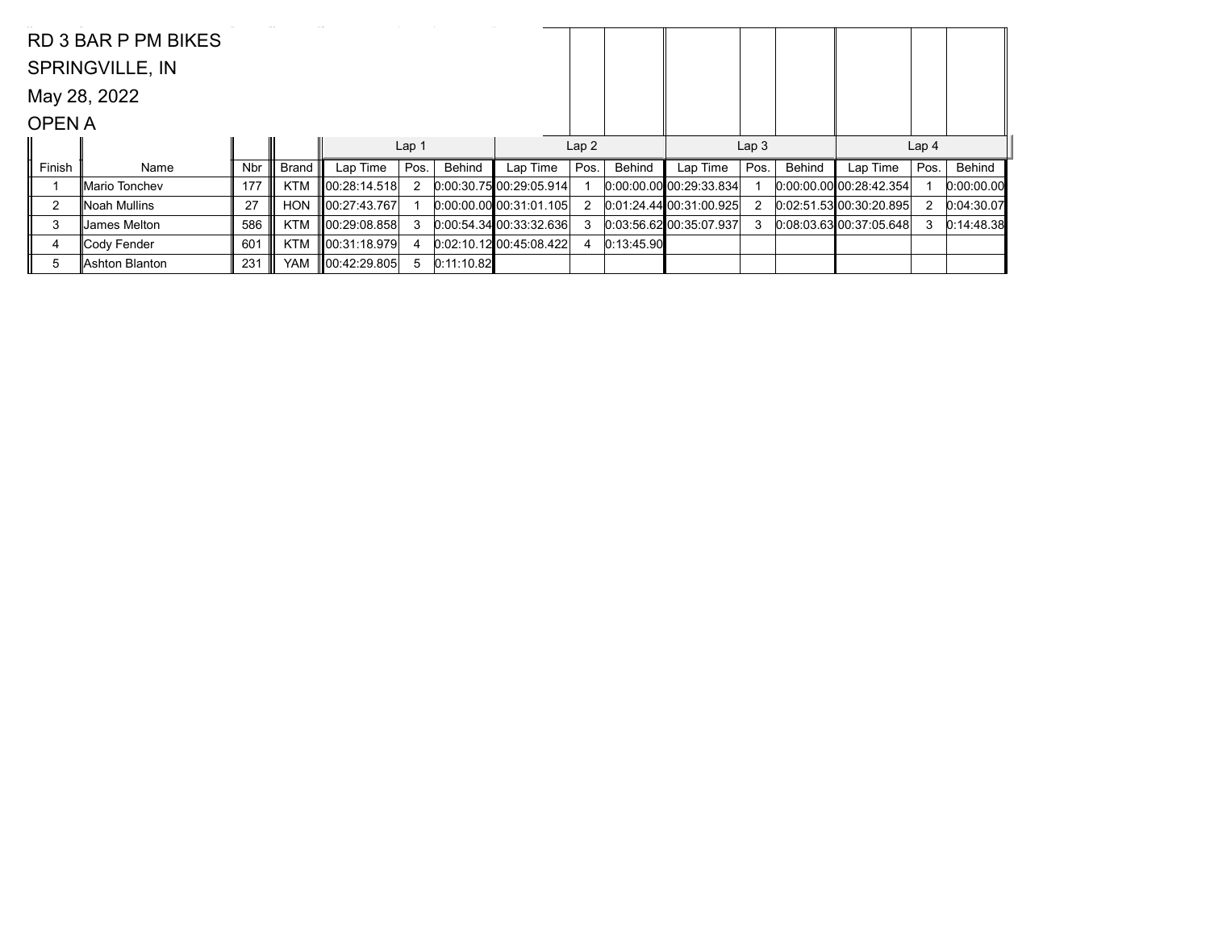RD 3 BAR P PM BIKES

SPRINGVILLE, IN

May 28, 2022

OPEN A

| | | | | Lap 1 | | | Lap 2 | | | Lap 3 | | | Lap 4 | | |
|---|---|---|---|---|---|---|---|---|---|---|---|---|---|---|---|
| Finish | Name | Nbr | Brand | Lap Time | Pos. | Behind | Lap Time | Pos. | Behind | Lap Time | Pos. | Behind | Lap Time | Pos. | Behind |
| 1 | Mario Tonchev | 177 | KTM | 00:28:14.518 | 2 | 0:00:30.75 | 00:29:05.914 | 1 | 0:00:00.00 | 00:29:33.834 | 1 | 0:00:00.00 | 00:28:42.354 | 1 | 0:00:00.00 |
| 2 | Noah Mullins | 27 | HON | 00:27:43.767 | 1 | 0:00:00.00 | 00:31:01.105 | 2 | 0:01:24.44 | 00:31:00.925 | 2 | 0:02:51.53 | 00:30:20.895 | 2 | 0:04:30.07 |
| 3 | James Melton | 586 | KTM | 00:29:08.858 | 3 | 0:00:54.34 | 00:33:32.636 | 3 | 0:03:56.62 | 00:35:07.937 | 3 | 0:08:03.63 | 00:37:05.648 | 3 | 0:14:48.38 |
| 4 | Cody Fender | 601 | KTM | 00:31:18.979 | 4 | 0:02:10.12 | 00:45:08.422 | 4 | 0:13:45.90 | | | | | | |
| 5 | Ashton Blanton | 231 | YAM | 00:42:29.805 | 5 | 0:11:10.82 | | | | | | | | | |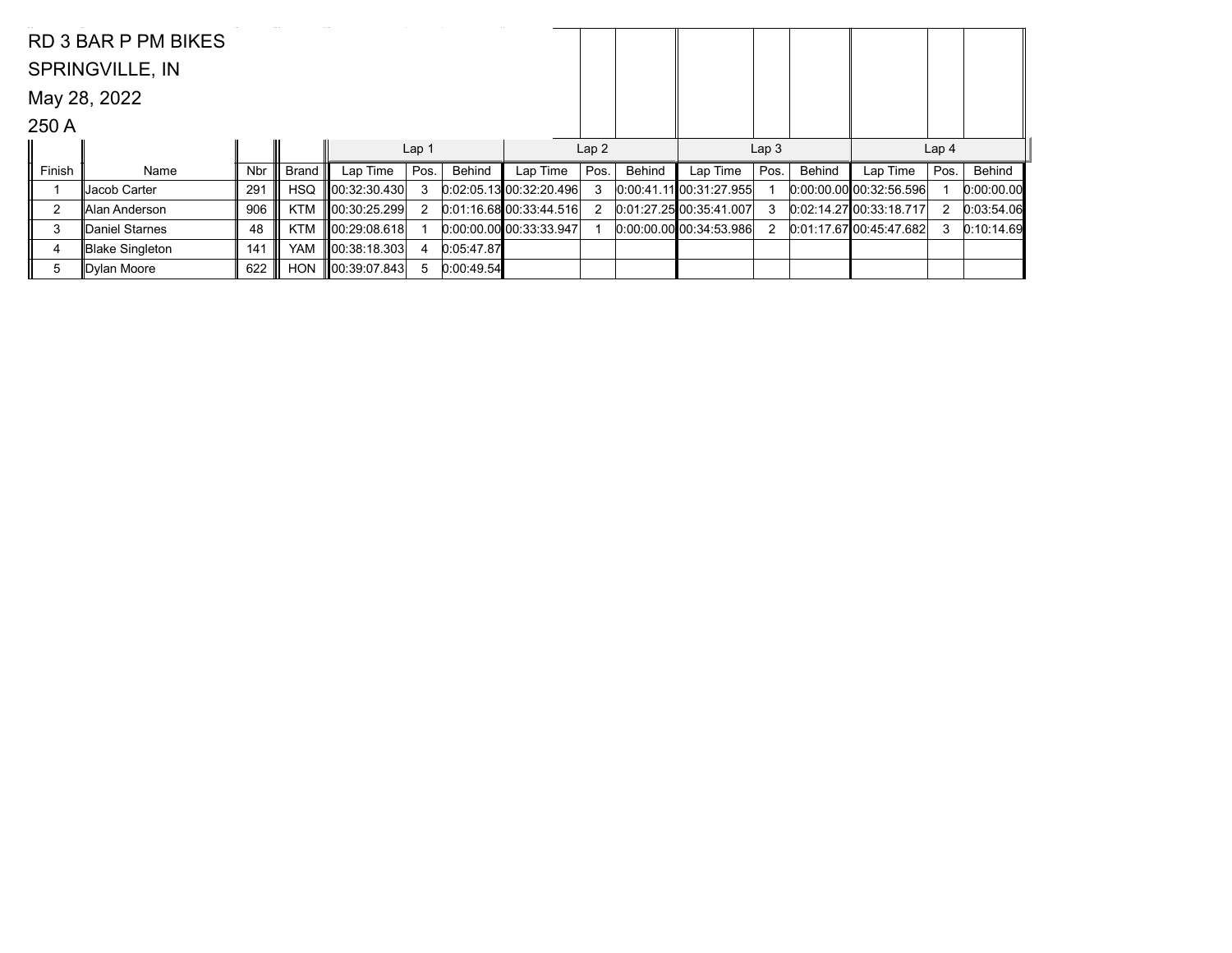RD 3 BAR P PM BIKES

SPRINGVILLE, IN

May 28, 2022

250 A

| Finish | Name | Nbr | Brand | Lap 1 | | | Lap 2 | | | Lap 3 | | | Lap 4 | | |
|---|---|---|---|---|---|---|---|---|---|---|---|---|---|---|---|
| | | | | Lap Time | Pos. | Behind | Lap Time | Pos. | Behind | Lap Time | Pos. | Behind | Lap Time | Pos. | Behind |
| 1 | Jacob Carter | 291 | HSQ | 00:32:30.430 | 3 | 0:02:05.13 | 00:32:20.496 | 3 | 0:00:41.11 | 00:31:27.955 | 1 | 0:00:00.00 | 00:32:56.596 | 1 | 0:00:00.00 |
| 2 | Alan Anderson | 906 | KTM | 00:30:25.299 | 2 | 0:01:16.68 | 00:33:44.516 | 2 | 0:01:27.25 | 00:35:41.007 | 3 | 0:02:14.27 | 00:33:18.717 | 2 | 0:03:54.06 |
| 3 | Daniel Starnes | 48 | KTM | 00:29:08.618 | 1 | 0:00:00.00 | 00:33:33.947 | 1 | 0:00:00.00 | 00:34:53.986 | 2 | 0:01:17.67 | 00:45:47.682 | 3 | 0:10:14.69 |
| 4 | Blake Singleton | 141 | YAM | 00:38:18.303 | 4 | 0:05:47.87 | | | | | | | | | |
| 5 | Dylan Moore | 622 | HON | 00:39:07.843 | 5 | 0:00:49.54 | | | | | | | | | |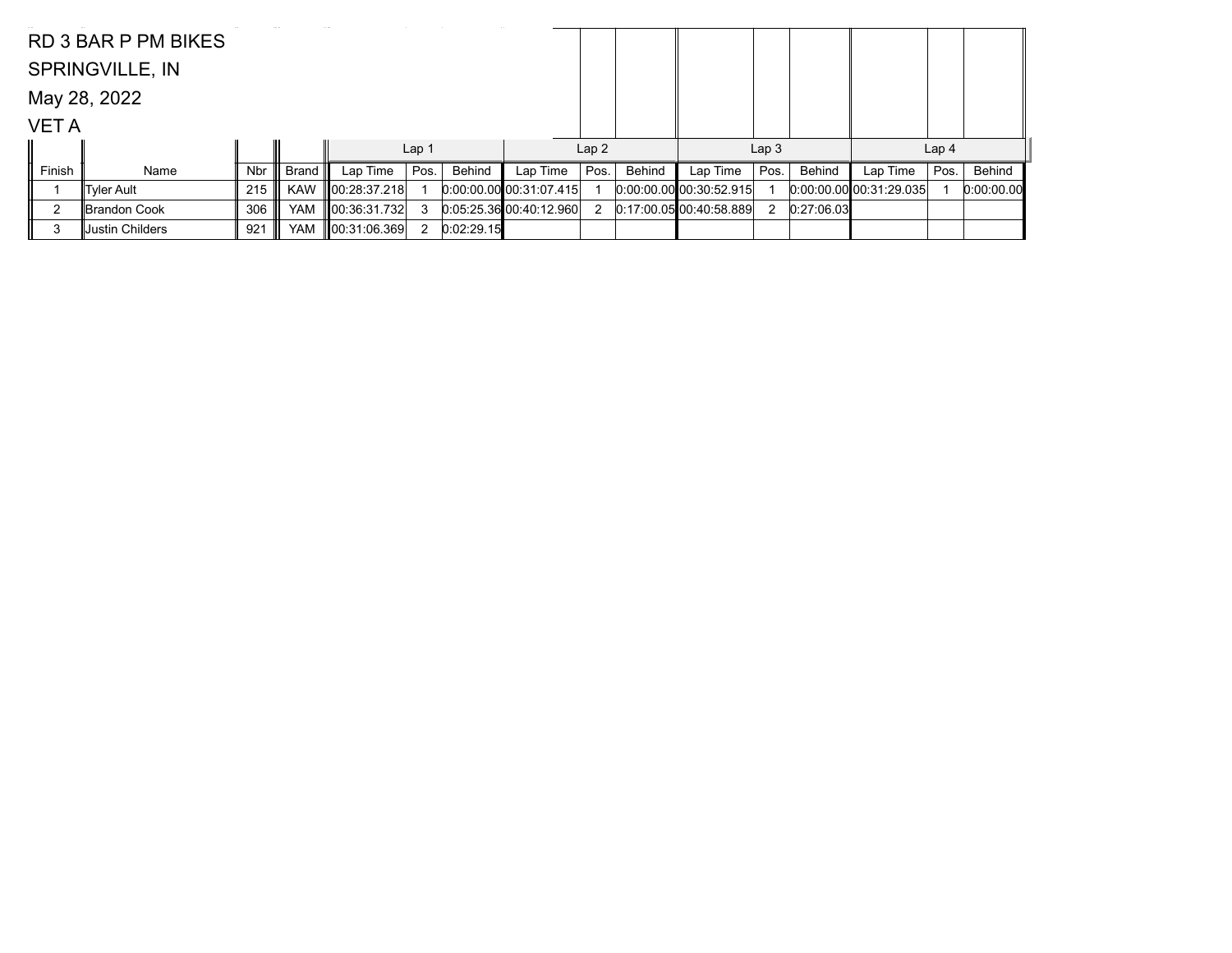RD 3 BAR P PM BIKES

SPRINGVILLE, IN

May 28, 2022

VET A

| | | | | Lap 1 | | | Lap 2 | | | Lap 3 | | | Lap 4 | | |
|---|---|---|---|---|---|---|---|---|---|---|---|---|---|---|---|
| Finish | Name | Nbr | Brand | Lap Time | Pos. | Behind | Lap Time | Pos. | Behind | Lap Time | Pos. | Behind | Lap Time | Pos. | Behind |
| 1 | Tyler Ault | 215 | KAW | 00:28:37.218 | 1 | 0:00:00.00 | 00:31:07.415 | 1 | 0:00:00.00 | 00:30:52.915 | 1 | 0:00:00.00 | 00:31:29.035 | 1 | 0:00:00.00 |
| 2 | Brandon Cook | 306 | YAM | 00:36:31.732 | 3 | 0:05:25.36 | 00:40:12.960 | 2 | 0:17:00.05 | 00:40:58.889 | 2 | 0:27:06.03 | | | |
| 3 | Justin Childers | 921 | YAM | 00:31:06.369 | 2 | 0:02:29.15 | | | | | | | | | |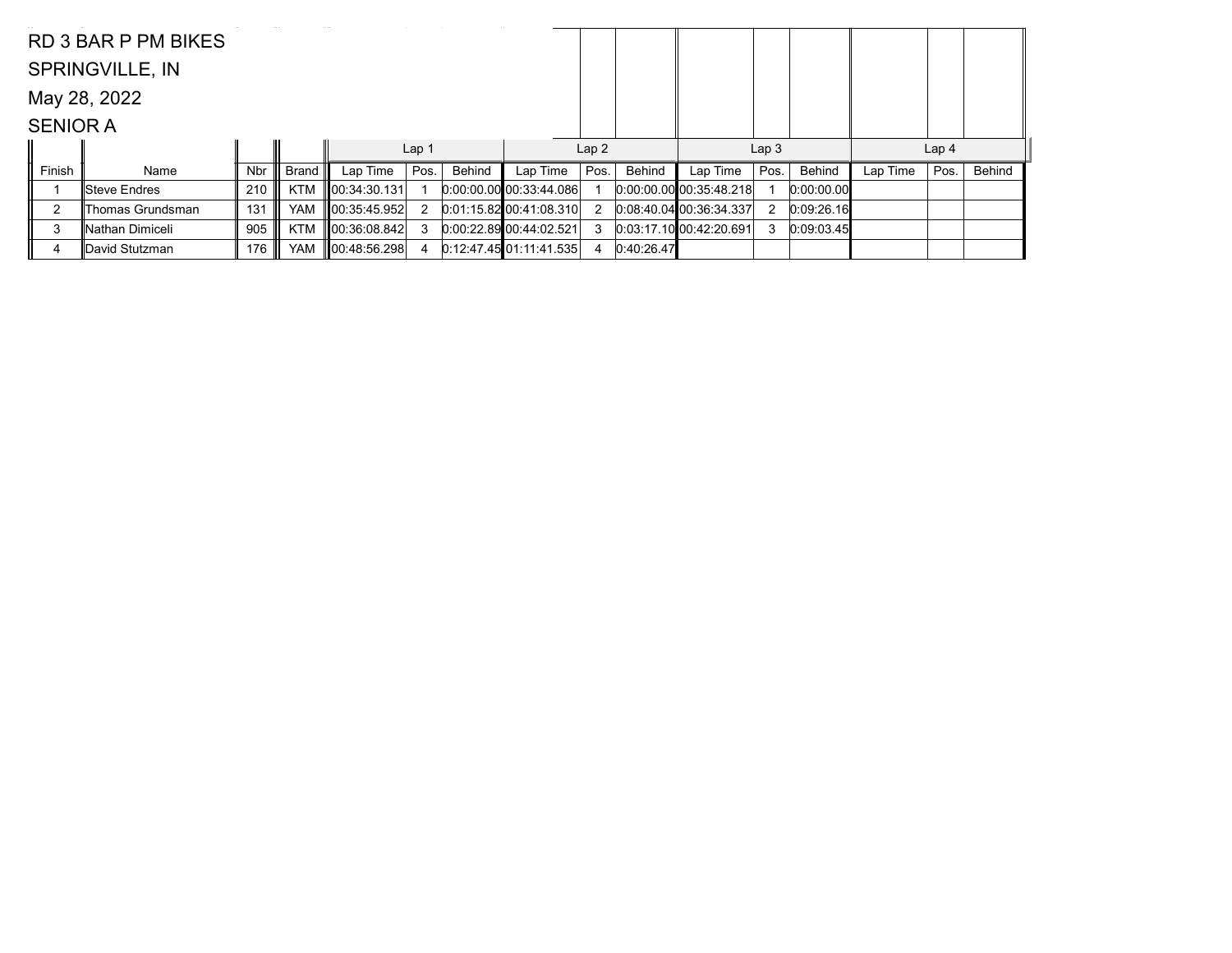RD 3 BAR P PM BIKES

SPRINGVILLE, IN

May 28, 2022

SENIOR A

| | | | | Lap 1 | | | Lap 2 | | | Lap 3 | | | Lap 4 | | |
|---|---|---|---|---|---|---|---|---|---|---|---|---|---|---|---|
| Finish | Name | Nbr | Brand | Lap Time | Pos. | Behind | Lap Time | Pos. | Behind | Lap Time | Pos. | Behind | Lap Time | Pos. | Behind |
| 1 | Steve Endres | 210 | KTM | 00:34:30.131 | 1 | 0:00:00.00 | 00:33:44.086 | 1 | 0:00:00.00 | 00:35:48.218 | 1 | 0:00:00.00 | | | |
| 2 | Thomas Grundsman | 131 | YAM | 00:35:45.952 | 2 | 0:01:15.82 | 00:41:08.310 | 2 | 0:08:40.04 | 00:36:34.337 | 2 | 0:09:26.16 | | | |
| 3 | Nathan Dimiceli | 905 | KTM | 00:36:08.842 | 3 | 0:00:22.89 | 00:44:02.521 | 3 | 0:03:17.10 | 00:42:20.691 | 3 | 0:09:03.45 | | | |
| 4 | David Stutzman | 176 | YAM | 00:48:56.298 | 4 | 0:12:47.45 | 01:11:41.535 | 4 | 0:40:26.47 | | | | | | |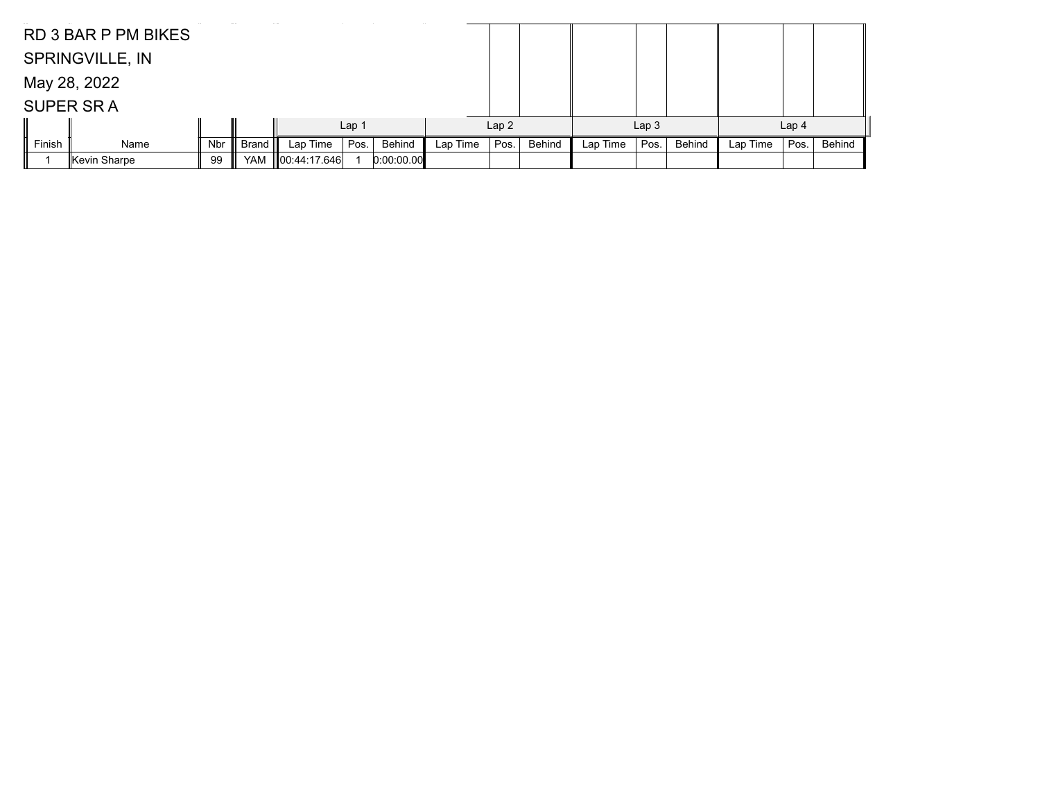RD 3 BAR P PM BIKES

SPRINGVILLE, IN

May 28, 2022

SUPER SR A

| | | | | Lap 1 | | | Lap 2 | | | Lap 3 | | | Lap 4 | | |
|---|---|---|---|---|---|---|---|---|---|---|---|---|---|---|---|
| Finish | Name | Nbr | Brand | Lap Time | Pos. | Behind | Lap Time | Pos. | Behind | Lap Time | Pos. | Behind | Lap Time | Pos. | Behind |
| 1 | Kevin Sharpe | 99 | YAM | 00:44:17.646 | 1 | 0:00:00.00 | | | | | | | | | |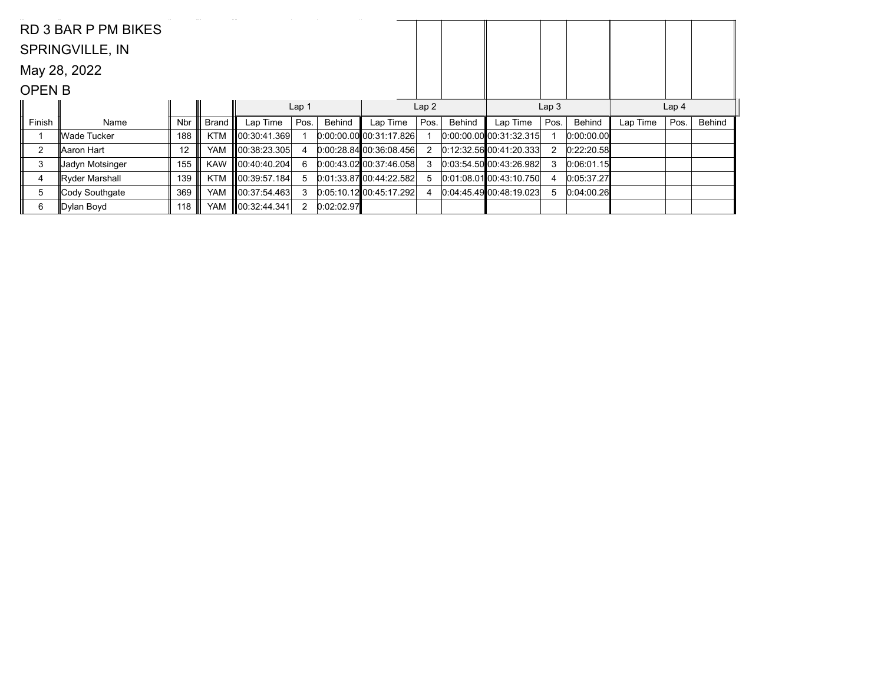RD 3 BAR P PM BIKES

SPRINGVILLE, IN

May 28, 2022

OPEN B

| | | | | Lap 1 | | | Lap 2 | | | Lap 3 | | | Lap 4 | | |
|---|---|---|---|---|---|---|---|---|---|---|---|---|---|---|---|
| Finish | Name | Nbr | Brand | Lap Time | Pos. | Behind | Lap Time | Pos. | Behind | Lap Time | Pos. | Behind | Lap Time | Pos. | Behind |
| 1 | Wade Tucker | 188 | KTM | 00:30:41.369 | 1 | 0:00:00.00 | 00:31:17.826 | 1 | 0:00:00.00 | 00:31:32.315 | 1 | 0:00:00.00 | | | |
| 2 | Aaron Hart | 12 | YAM | 00:38:23.305 | 4 | 0:00:28.84 | 00:36:08.456 | 2 | 0:12:32.56 | 00:41:20.333 | 2 | 0:22:20.58 | | | |
| 3 | Jadyn Motsinger | 155 | KAW | 00:40:40.204 | 6 | 0:00:43.02 | 00:37:46.058 | 3 | 0:03:54.50 | 00:43:26.982 | 3 | 0:06:01.15 | | | |
| 4 | Ryder Marshall | 139 | KTM | 00:39:57.184 | 5 | 0:01:33.87 | 00:44:22.582 | 5 | 0:01:08.01 | 00:43:10.750 | 4 | 0:05:37.27 | | | |
| 5 | Cody Southgate | 369 | YAM | 00:37:54.463 | 3 | 0:05:10.12 | 00:45:17.292 | 4 | 0:04:45.49 | 00:48:19.023 | 5 | 0:04:00.26 | | | |
| 6 | Dylan Boyd | 118 | YAM | 00:32:44.341 | 2 | 0:02:02.97 | | | | | | | | | |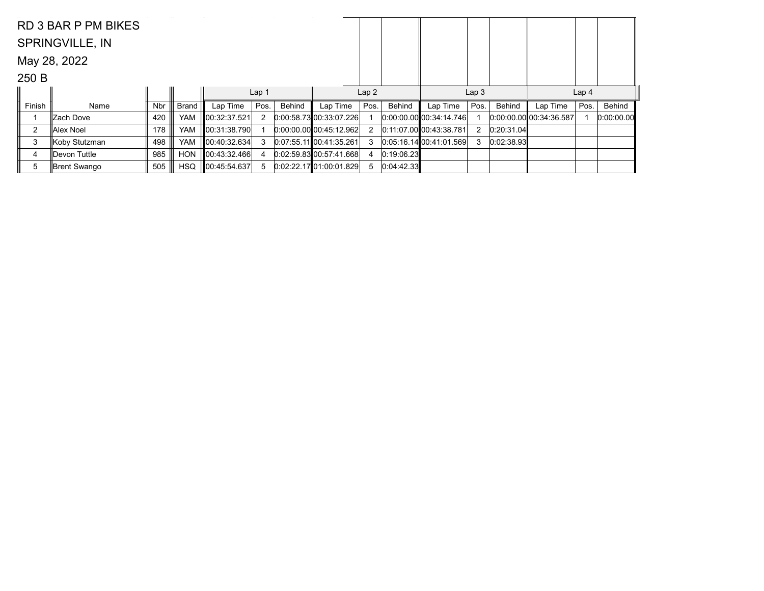RD 3 BAR P PM BIKES

SPRINGVILLE, IN

May 28, 2022

250 B

| Finish | Name | Nbr | Brand | Lap 1 | | | Lap 2 | | | Lap 3 | | | Lap 4 | | |
|---|---|---|---|---|---|---|---|---|---|---|---|---|---|---|---|
| | | | | Lap Time | Pos. | Behind | Lap Time | Pos. | Behind | Lap Time | Pos. | Behind | Lap Time | Pos. | Behind |
| 1 | Zach Dove | 420 | YAM | 00:32:37.521 | 2 | 0:00:58.73 | 00:33:07.226 | 1 | 0:00:00.00 | 00:34:14.746 | 1 | 0:00:00.00 | 00:34:36.587 | 1 | 0:00:00.00 |
| 2 | Alex Noel | 178 | YAM | 00:31:38.790 | 1 | 0:00:00.00 | 00:45:12.962 | 2 | 0:11:07.00 | 00:43:38.781 | 2 | 0:20:31.04 | | | |
| 3 | Koby Stutzman | 498 | YAM | 00:40:32.634 | 3 | 0:07:55.11 | 00:41:35.261 | 3 | 0:05:16.14 | 00:41:01.569 | 3 | 0:02:38.93 | | | |
| 4 | Devon Tuttle | 985 | HON | 00:43:32.466 | 4 | 0:02:59.83 | 00:57:41.668 | 4 | 0:19:06.23 | | | | | | |
| 5 | Brent Swango | 505 | HSQ | 00:45:54.637 | 5 | 0:02:22.17 | 01:00:01.829 | 5 | 0:04:42.33 | | | | | | |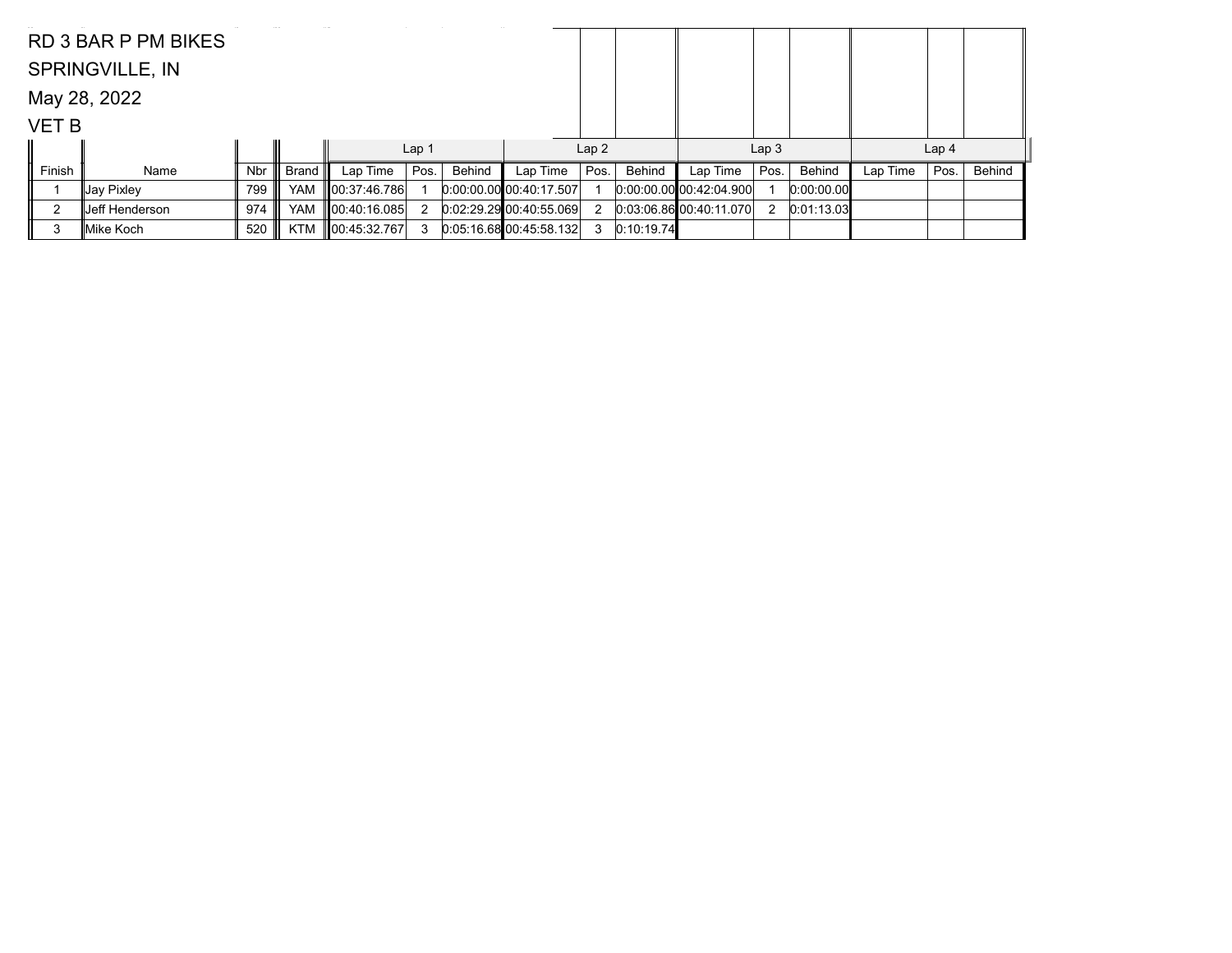RD 3 BAR P PM BIKES

SPRINGVILLE, IN

May 28, 2022

VET B

| | | | | Lap 1 | | | Lap 2 | | | Lap 3 | | | Lap 4 | | |
|---|---|---|---|---|---|---|---|---|---|---|---|---|---|---|---|
| Finish | Name | Nbr | Brand | Lap Time | Pos. | Behind | Lap Time | Pos. | Behind | Lap Time | Pos. | Behind | Lap Time | Pos. | Behind |
| 1 | Jay Pixley | 799 | YAM | 00:37:46.786 | 1 | 0:00:00.00 | 00:40:17.507 | 1 | 0:00:00.00 | 00:42:04.900 | 1 | 0:00:00.00 | | | |
| 2 | Jeff Henderson | 974 | YAM | 00:40:16.085 | 2 | 0:02:29.29 | 00:40:55.069 | 2 | 0:03:06.86 | 00:40:11.070 | 2 | 0:01:13.03 | | | |
| 3 | Mike Koch | 520 | KTM | 00:45:32.767 | 3 | 0:05:16.68 | 00:45:58.132 | 3 | 0:10:19.74 | | | | | | |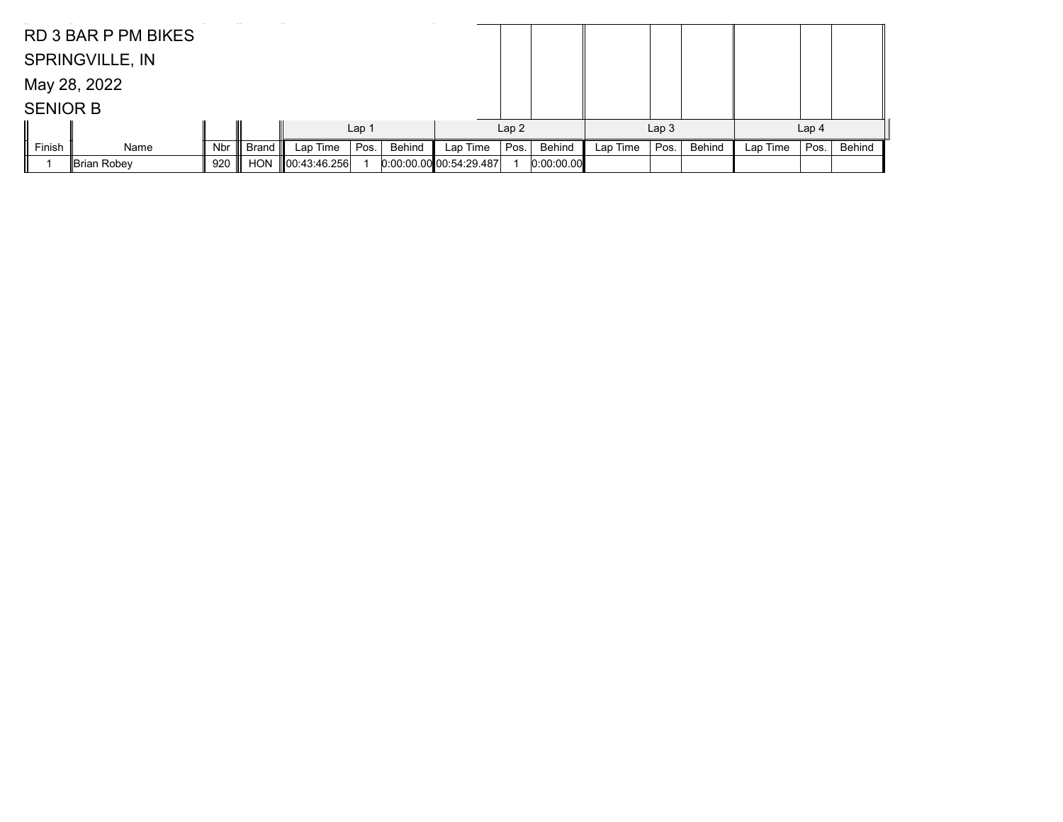RD 3 BAR P PM BIKES

SPRINGVILLE, IN

May 28, 2022

SENIOR B

| | | | | Lap 1 | | | Lap 2 | | | Lap 3 | | | Lap 4 | | |
|---|---|---|---|---|---|---|---|---|---|---|---|---|---|---|---|
| Finish | Name | Nbr | Brand | Lap Time | Pos. | Behind | Lap Time | Pos. | Behind | Lap Time | Pos. | Behind | Lap Time | Pos. | Behind |
| 1 | Brian Robey | 920 | HON | 00:43:46.256 | 1 | 0:00:00.00 | 00:54:29.487 | 1 | 0:00:00.00 | | | | | | |